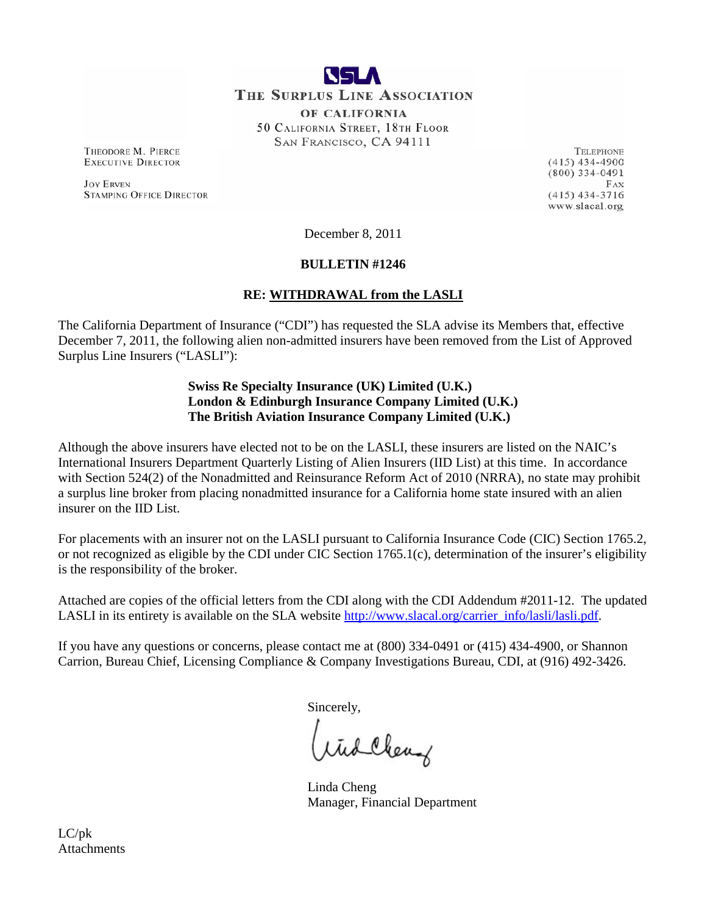**SLA**

**THE SURPLUS LINE ASSOCIATION OF CALIFORNIA**

50 CALIFORNIA STREET, 18TH FLOOR
SAN FRANCISCO, CA 94111

THEODORE M. PIERCE
EXECUTIVE DIRECTOR

JOY ERVEN
STAMPING OFFICE DIRECTOR

TELEPHONE
(415) 434-4900
(800) 334-0491
FAX
(415) 434-3716
www.slacal.org

December 8, 2011

**BULLETIN #1246**

**RE: WITHDRAWAL from the LASLI**

The California Department of Insurance ("CDI") has requested the SLA advise its Members that, effective December 7, 2011, the following alien non-admitted insurers have been removed from the List of Approved Surplus Line Insurers ("LASLI"):

**Swiss Re Specialty Insurance (UK) Limited (U.K.)**
**London & Edinburgh Insurance Company Limited (U.K.)**
**The British Aviation Insurance Company Limited (U.K.)**

Although the above insurers have elected not to be on the LASLI, these insurers are listed on the NAIC's International Insurers Department Quarterly Listing of Alien Insurers (IID List) at this time. In accordance with Section 524(2) of the Nonadmitted and Reinsurance Reform Act of 2010 (NRRA), no state may prohibit a surplus line broker from placing nonadmitted insurance for a California home state insured with an alien insurer on the IID List.

For placements with an insurer not on the LASLI pursuant to California Insurance Code (CIC) Section 1765.2, or not recognized as eligible by the CDI under CIC Section 1765.1(c), determination of the insurer's eligibility is the responsibility of the broker.

Attached are copies of the official letters from the CDI along with the CDI Addendum #2011-12. The updated LASLI in its entirety is available on the SLA website http://www.slacal.org/carrier_info/lasli/lasli.pdf.

If you have any questions or concerns, please contact me at (800) 334-0491 or (415) 434-4900, or Shannon Carrion, Bureau Chief, Licensing Compliance & Company Investigations Bureau, CDI, at (916) 492-3426.

Sincerely,

Linda Cheng
Manager, Financial Department

LC/pk
Attachments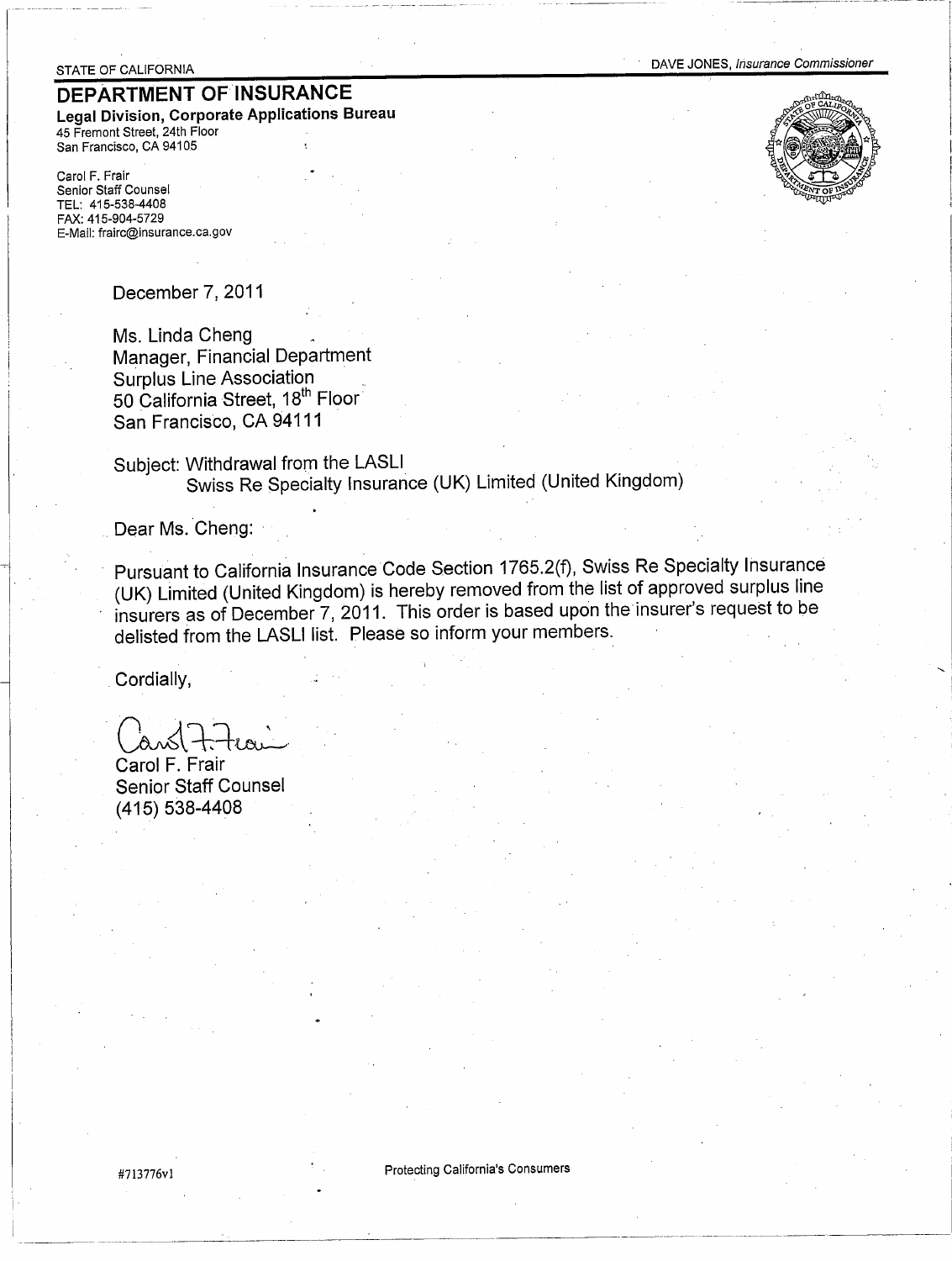STATE OF CALIFORNIA

DAVE JONES, *Insurance Commissioner*

# DEPARTMENT OF INSURANCE

**Legal Division, Corporate Applications Bureau**
45 Fremont Street, 24th Floor
San Francisco, CA 94105

Carol F. Frair
Senior Staff Counsel
TEL: 415-538-4408
FAX: 415-904-5729
E-Mail: frairc@insurance.ca.gov

December 7, 2011

Ms. Linda Cheng
Manager, Financial Department
Surplus Line Association
50 California Street, 18th Floor
San Francisco, CA 94111

Subject: Withdrawal from the LASLI
Swiss Re Specialty Insurance (UK) Limited (United Kingdom)

Dear Ms. Cheng:

Pursuant to California Insurance Code Section 1765.2(f), Swiss Re Specialty Insurance (UK) Limited (United Kingdom) is hereby removed from the list of approved surplus line insurers as of December 7, 2011. This order is based upon the insurer's request to be delisted from the LASLI list. Please so inform your members.

Cordially,

Carol F. Frair
Senior Staff Counsel
(415) 538-4408

#713776v1

Protecting California's Consumers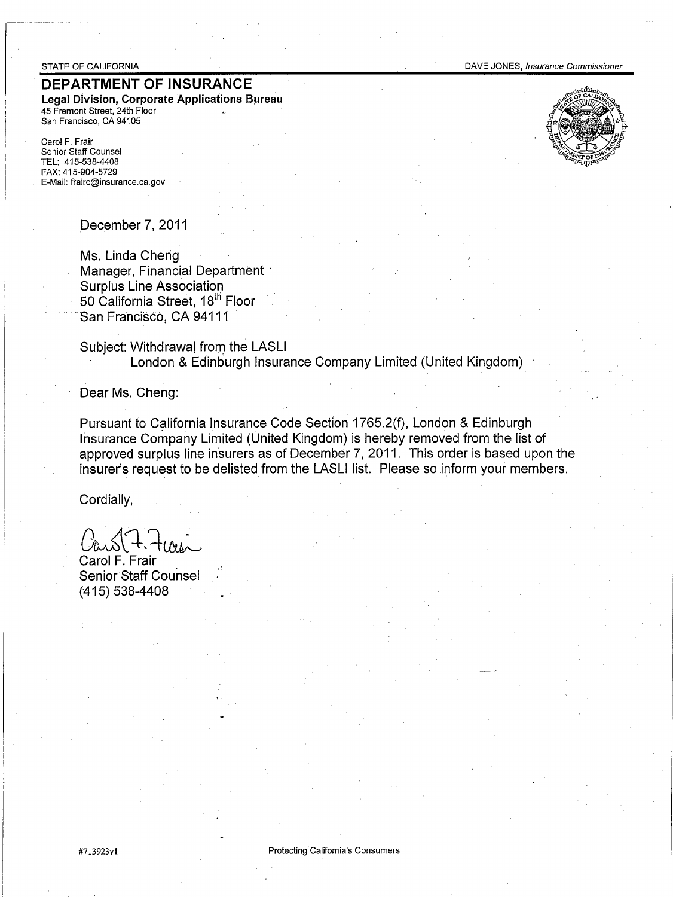STATE OF CALIFORNIA

DAVE JONES, *Insurance Commissioner*

# DEPARTMENT OF INSURANCE

**Legal Division, Corporate Applications Bureau**
45 Fremont Street, 24th Floor
San Francisco, CA 94105

Carol F. Frair
Senior Staff Counsel
TEL: 415-538-4408
FAX: 415-904-5729
E-Mail: frairc@insurance.ca.gov

December 7, 2011

Ms. Linda Cheng
Manager, Financial Department
Surplus Line Association
50 California Street, 18th Floor
San Francisco, CA 94111

Subject: Withdrawal from the LASLI
London & Edinburgh Insurance Company Limited (United Kingdom)

Dear Ms. Cheng:

Pursuant to California Insurance Code Section 1765.2(f), London & Edinburgh Insurance Company Limited (United Kingdom) is hereby removed from the list of approved surplus line insurers as of December 7, 2011. This order is based upon the insurer's request to be delisted from the LASLI list. Please so inform your members.

Cordially,

Carol F. Frair
Senior Staff Counsel
(415) 538-4408

#713923v1

Protecting California's Consumers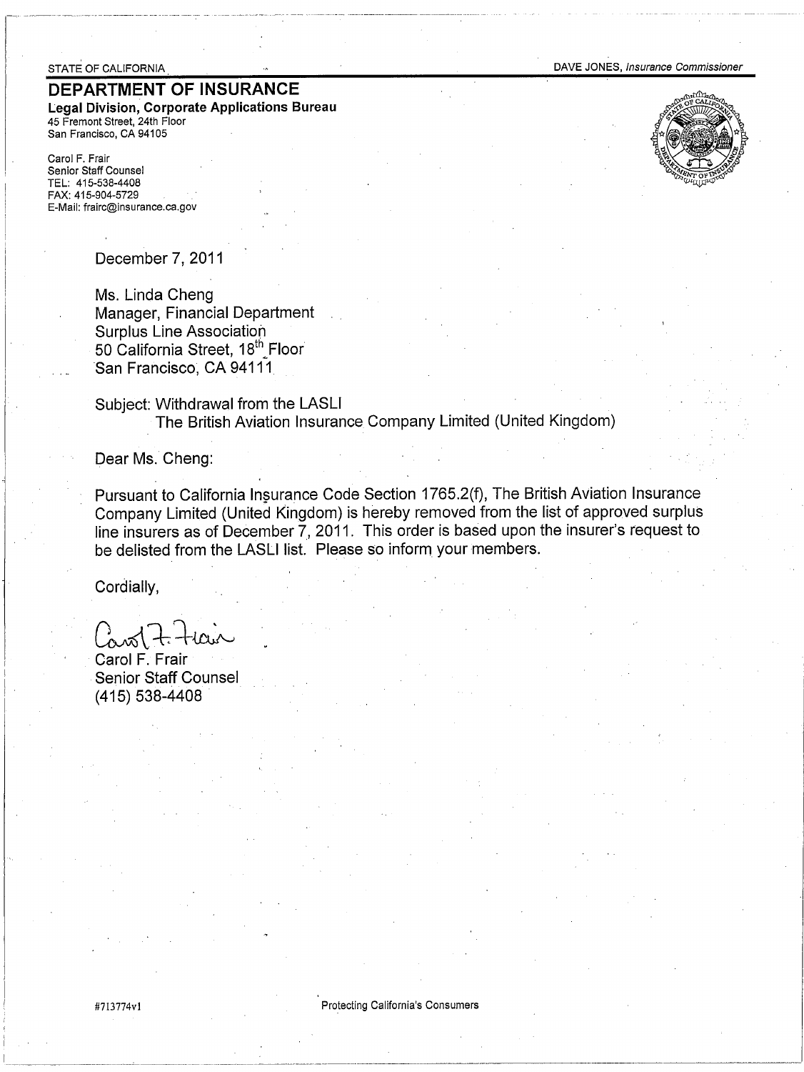STATE OF CALIFORNIA

DAVE JONES, *Insurance Commissioner*

## DEPARTMENT OF INSURANCE

**Legal Division, Corporate Applications Bureau**
45 Fremont Street, 24th Floor
San Francisco, CA 94105

Carol F. Frair
Senior Staff Counsel
TEL: 415-538-4408
FAX: 415-904-5729
E-Mail: frairc@insurance.ca.gov

December 7, 2011

Ms. Linda Cheng
Manager, Financial Department
Surplus Line Association
50 California Street, 18th Floor
San Francisco, CA 94111

Subject: Withdrawal from the LASLI
The British Aviation Insurance Company Limited (United Kingdom)

Dear Ms. Cheng:

Pursuant to California Insurance Code Section 1765.2(f), The British Aviation Insurance Company Limited (United Kingdom) is hereby removed from the list of approved surplus line insurers as of December 7, 2011. This order is based upon the insurer's request to be delisted from the LASLI list. Please so inform your members.

Cordially,

Carol F. Frair
Senior Staff Counsel
(415) 538-4408

#713774v1

Protecting California's Consumers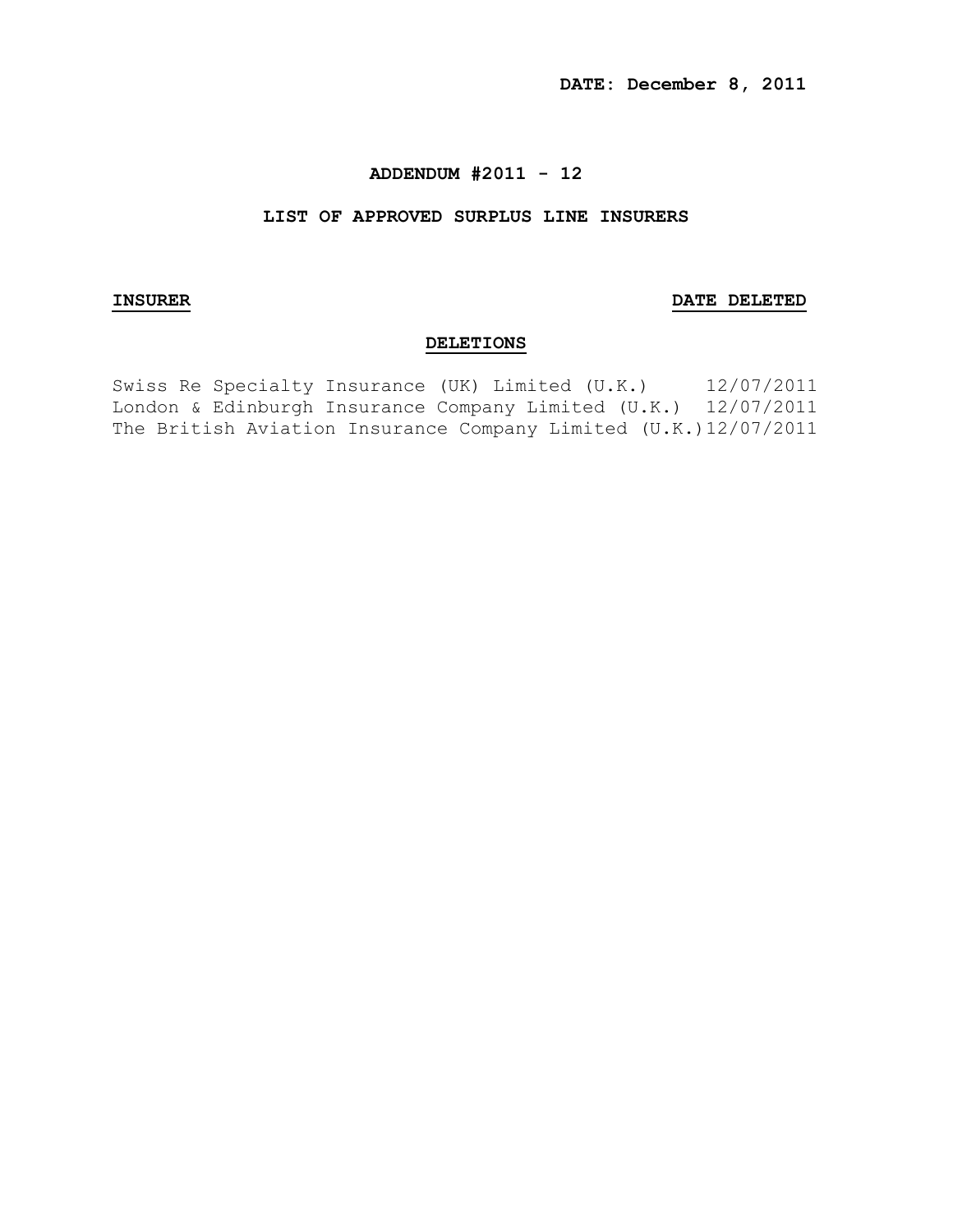**DATE: December 8, 2011**

## ADDENDUM #2011 - 12

## LIST OF APPROVED SURPLUS LINE INSURERS

| INSURER | DATE DELETED |
| --- | --- |
| **DELETIONS** | |
| Swiss Re Specialty Insurance (UK) Limited (U.K.) | 12/07/2011 |
| London & Edinburgh Insurance Company Limited (U.K.) | 12/07/2011 |
| The British Aviation Insurance Company Limited (U.K.) | 12/07/2011 |